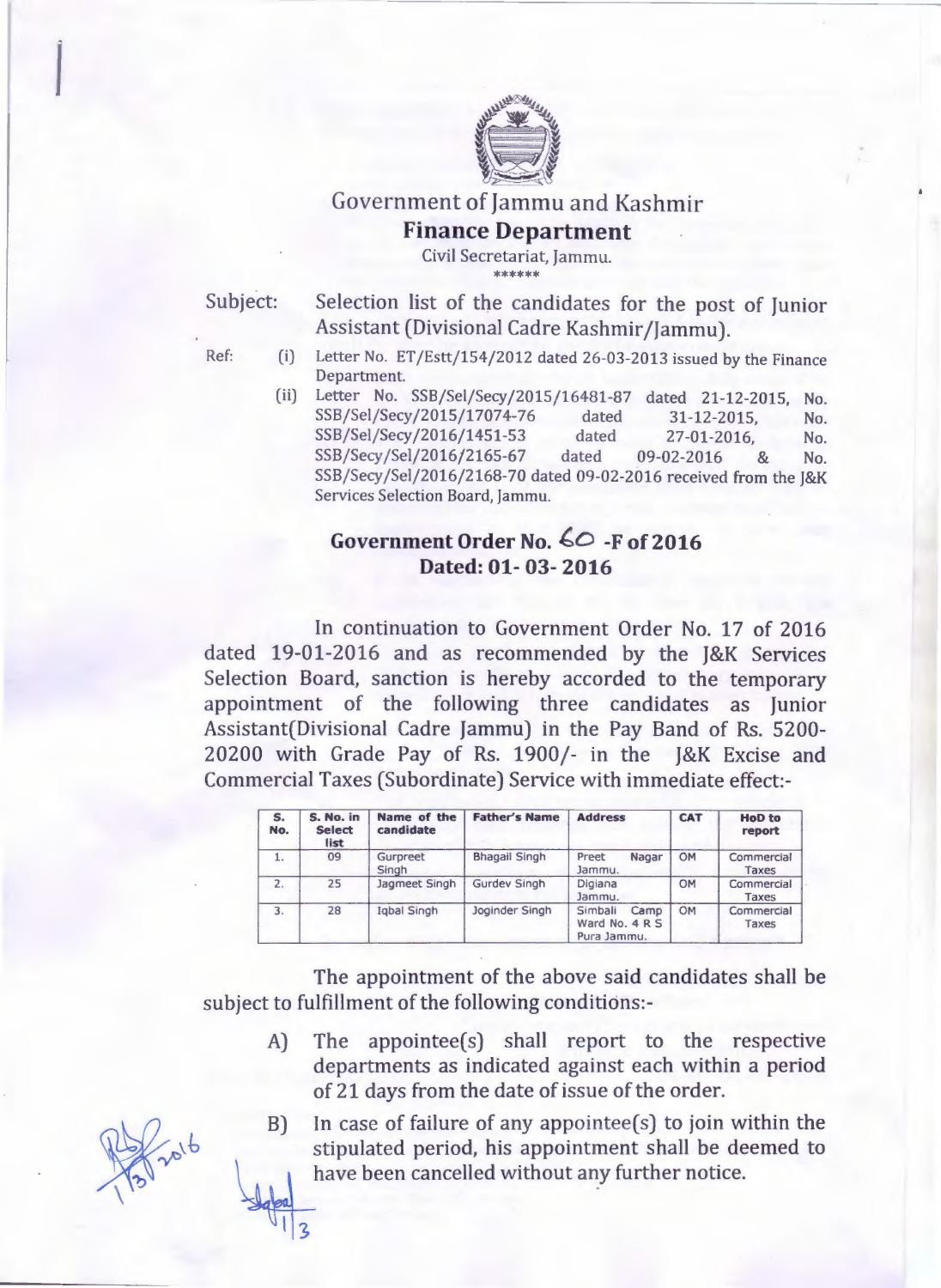# Government of Jammu and Kashmir

## Finance Department

Civil Secretariat, Jammu.

******

Subject: Selection list of the candidates for the post of Junior Assistant (Divisional Cadre Kashmir/Jammu).

Ref:
(i) Letter No. ET/Estt/154/2012 dated 26-03-2013 issued by the Finance Department.
(ii) Letter No. SSB/Sel/Secy/2015/16481-87 dated 21-12-2015, No. SSB/Sel/Secy/2015/17074-76 dated 31-12-2015, No. SSB/Sel/Secy/2016/1451-53 dated 27-01-2016, No. SSB/Secy/Sel/2016/2165-67 dated 09-02-2016 & No. SSB/Secy/Sel/2016/2168-70 dated 09-02-2016 received from the J&K Services Selection Board, Jammu.

### Government Order No. 60 -F of 2016
### Dated: 01- 03- 2016

In continuation to Government Order No. 17 of 2016 dated 19-01-2016 and as recommended by the J&K Services Selection Board, sanction is hereby accorded to the temporary appointment of the following three candidates as Junior Assistant(Divisional Cadre Jammu) in the Pay Band of Rs. 5200-20200 with Grade Pay of Rs. 1900/- in the J&K Excise and Commercial Taxes (Subordinate) Service with immediate effect:-

| S. No. | S. No. in Select list | Name of the candidate | Father's Name | Address | CAT | HoD to report |
|---|---|---|---|---|---|---|
| 1. | 09 | Gurpreet Singh | Bhagail Singh | Preet Nagar Jammu. | OM | Commercial Taxes |
| 2. | 25 | Jagmeet Singh | Gurdev Singh | Digiana Jammu. | OM | Commercial Taxes |
| 3. | 28 | Iqbal Singh | Joginder Singh | Simbali Camp Ward No. 4 R S Pura Jammu. | OM | Commercial Taxes |

The appointment of the above said candidates shall be subject to fulfillment of the following conditions:-

A) The appointee(s) shall report to the respective departments as indicated against each within a period of 21 days from the date of issue of the order.

B) In case of failure of any appointee(s) to join within the stipulated period, his appointment shall be deemed to have been cancelled without any further notice.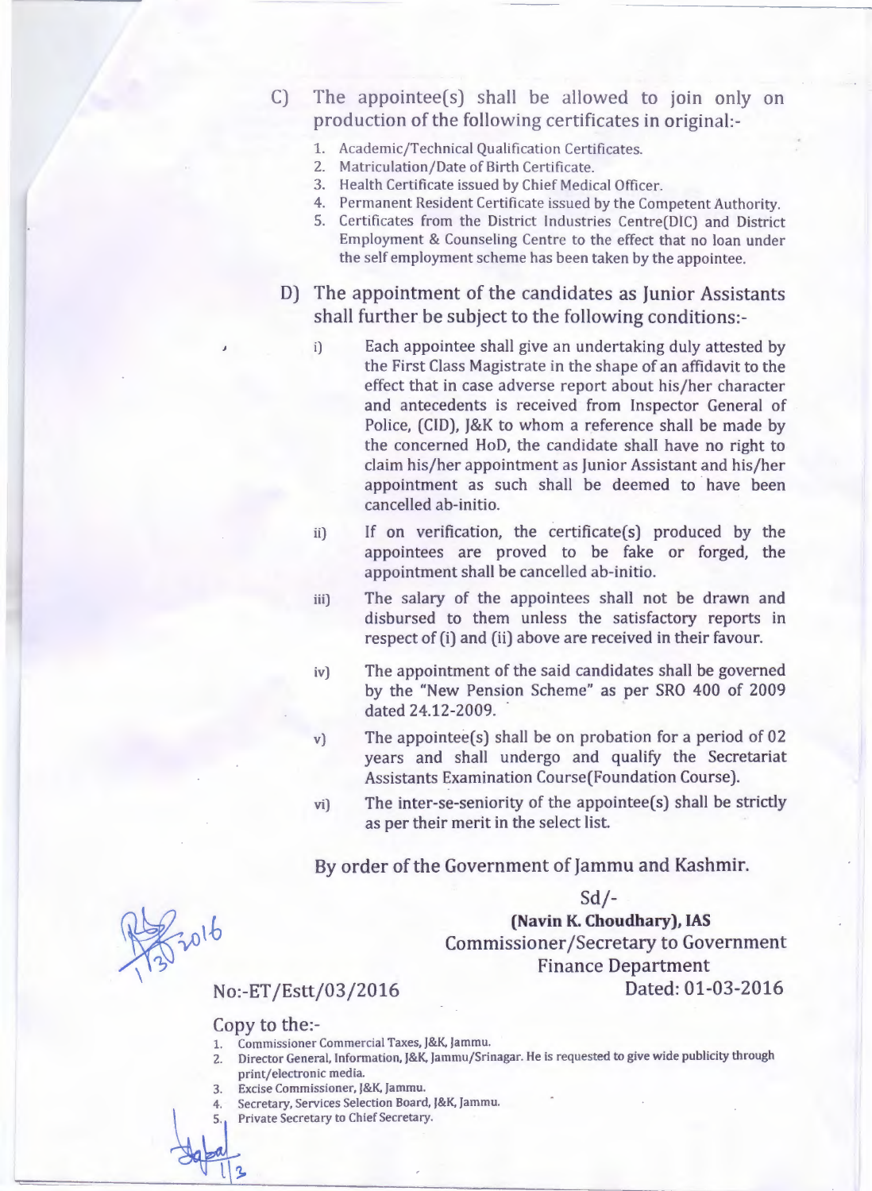C) The appointee(s) shall be allowed to join only on production of the following certificates in original:-

1. Academic/Technical Qualification Certificates.
2. Matriculation/Date of Birth Certificate.
3. Health Certificate issued by Chief Medical Officer.
4. Permanent Resident Certificate issued by the Competent Authority.
5. Certificates from the District Industries Centre(DIC) and District Employment & Counseling Centre to the effect that no loan under the self employment scheme has been taken by the appointee.

D) The appointment of the candidates as Junior Assistants shall further be subject to the following conditions:-

i) Each appointee shall give an undertaking duly attested by the First Class Magistrate in the shape of an affidavit to the effect that in case adverse report about his/her character and antecedents is received from Inspector General of Police, (CID), J&K to whom a reference shall be made by the concerned HoD, the candidate shall have no right to claim his/her appointment as Junior Assistant and his/her appointment as such shall be deemed to have been cancelled ab-initio.

ii) If on verification, the certificate(s) produced by the appointees are proved to be fake or forged, the appointment shall be cancelled ab-initio.

iii) The salary of the appointees shall not be drawn and disbursed to them unless the satisfactory reports in respect of (i) and (ii) above are received in their favour.

iv) The appointment of the said candidates shall be governed by the "New Pension Scheme" as per SRO 400 of 2009 dated 24.12-2009.

v) The appointee(s) shall be on probation for a period of 02 years and shall undergo and qualify the Secretariat Assistants Examination Course(Foundation Course).

vi) The inter-se-seniority of the appointee(s) shall be strictly as per their merit in the select list.

By order of the Government of Jammu and Kashmir.

Sd/-

**(Navin K. Choudhary), IAS**
Commissioner/Secretary to Government
Finance Department

No:-ET/Estt/03/2016 Dated: 01-03-2016

Copy to the:-

1. Commissioner Commercial Taxes, J&K, Jammu.
2. Director General, Information, J&K, Jammu/Srinagar. He is requested to give wide publicity through print/electronic media.
3. Excise Commissioner, J&K, Jammu.
4. Secretary, Services Selection Board, J&K, Jammu.
5. Private Secretary to Chief Secretary.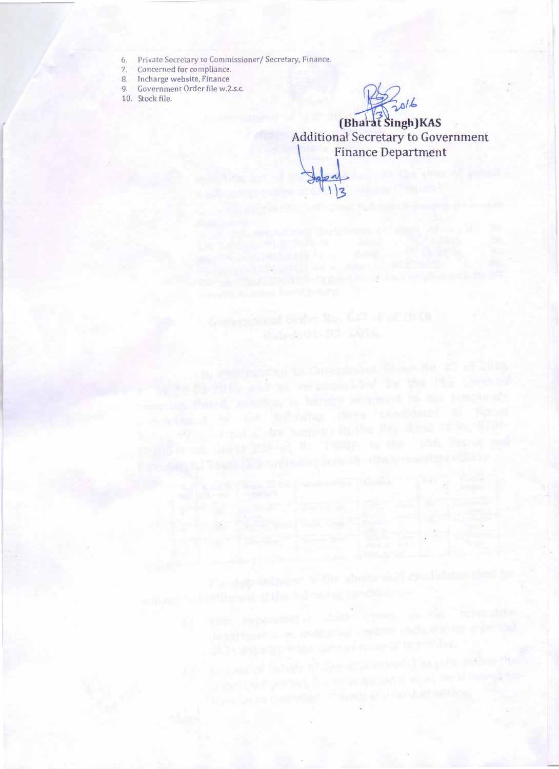6. Private Secretary to Commissioner/ Secretary, Finance.
7. Concerned for compliance.
8. Incharge website, Finance
9. Government Order file w.2.s.c.
10. Stock file.

(Bharat Singh)KAS
Additional Secretary to Government
Finance Department